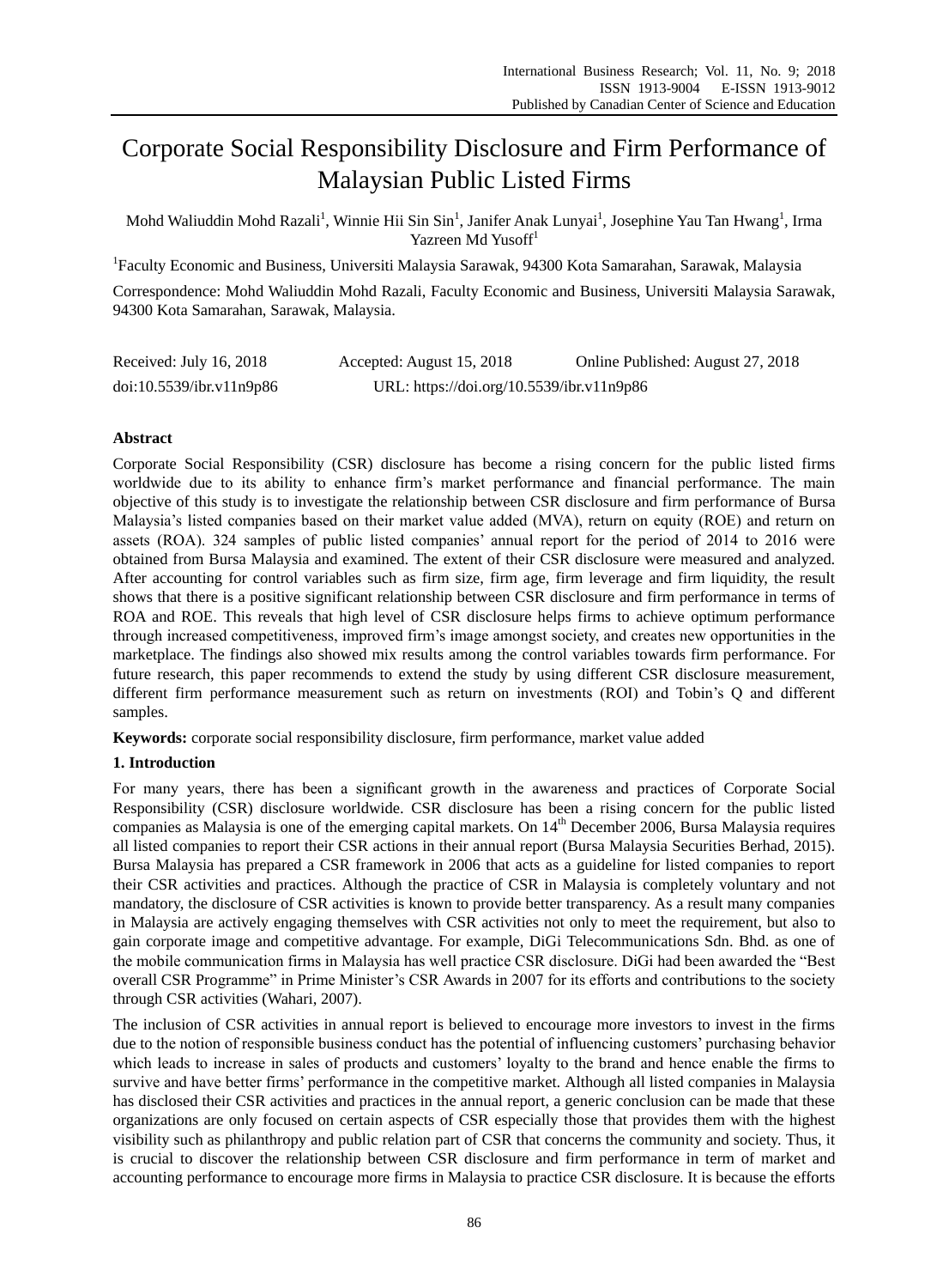# Corporate Social Responsibility Disclosure and Firm Performance of Malaysian Public Listed Firms

Mohd Waliuddin Mohd Razali[1], Winnie Hii Sin Sin[1], Janifer Anak Lunyai[1], Josephine Yau Tan Hwang[1], Irma Yazreen Md Yusoff[1]

[1]Faculty Economic and Business, Universiti Malaysia Sarawak, 94300 Kota Samarahan, Sarawak, Malaysia

Correspondence: Mohd Waliuddin Mohd Razali, Faculty Economic and Business, Universiti Malaysia Sarawak, 94300 Kota Samarahan, Sarawak, Malaysia.

Received: July 16, 2018 Accepted: August 15, 2018 Online Published: August 27, 2018

doi:10.5539/ibr.v11n9p86 URL: https://doi.org/10.5539/ibr.v11n9p86

## Abstract

Corporate Social Responsibility (CSR) disclosure has become a rising concern for the public listed firms worldwide due to its ability to enhance firm's market performance and financial performance. The main objective of this study is to investigate the relationship between CSR disclosure and firm performance of Bursa Malaysia's listed companies based on their market value added (MVA), return on equity (ROE) and return on assets (ROA). 324 samples of public listed companies' annual report for the period of 2014 to 2016 were obtained from Bursa Malaysia and examined. The extent of their CSR disclosure were measured and analyzed. After accounting for control variables such as firm size, firm age, firm leverage and firm liquidity, the result shows that there is a positive significant relationship between CSR disclosure and firm performance in terms of ROA and ROE. This reveals that high level of CSR disclosure helps firms to achieve optimum performance through increased competitiveness, improved firm's image amongst society, and creates new opportunities in the marketplace. The findings also showed mix results among the control variables towards firm performance. For future research, this paper recommends to extend the study by using different CSR disclosure measurement, different firm performance measurement such as return on investments (ROI) and Tobin's Q and different samples.

**Keywords:** corporate social responsibility disclosure, firm performance, market value added

## 1. Introduction

For many years, there has been a significant growth in the awareness and practices of Corporate Social Responsibility (CSR) disclosure worldwide. CSR disclosure has been a rising concern for the public listed companies as Malaysia is one of the emerging capital markets. On 14th December 2006, Bursa Malaysia requires all listed companies to report their CSR actions in their annual report (Bursa Malaysia Securities Berhad, 2015). Bursa Malaysia has prepared a CSR framework in 2006 that acts as a guideline for listed companies to report their CSR activities and practices. Although the practice of CSR in Malaysia is completely voluntary and not mandatory, the disclosure of CSR activities is known to provide better transparency. As a result many companies in Malaysia are actively engaging themselves with CSR activities not only to meet the requirement, but also to gain corporate image and competitive advantage. For example, DiGi Telecommunications Sdn. Bhd. as one of the mobile communication firms in Malaysia has well practice CSR disclosure. DiGi had been awarded the "Best overall CSR Programme" in Prime Minister's CSR Awards in 2007 for its efforts and contributions to the society through CSR activities (Wahari, 2007).

The inclusion of CSR activities in annual report is believed to encourage more investors to invest in the firms due to the notion of responsible business conduct has the potential of influencing customers' purchasing behavior which leads to increase in sales of products and customers' loyalty to the brand and hence enable the firms to survive and have better firms' performance in the competitive market. Although all listed companies in Malaysia has disclosed their CSR activities and practices in the annual report, a generic conclusion can be made that these organizations are only focused on certain aspects of CSR especially those that provides them with the highest visibility such as philanthropy and public relation part of CSR that concerns the community and society. Thus, it is crucial to discover the relationship between CSR disclosure and firm performance in term of market and accounting performance to encourage more firms in Malaysia to practice CSR disclosure. It is because the efforts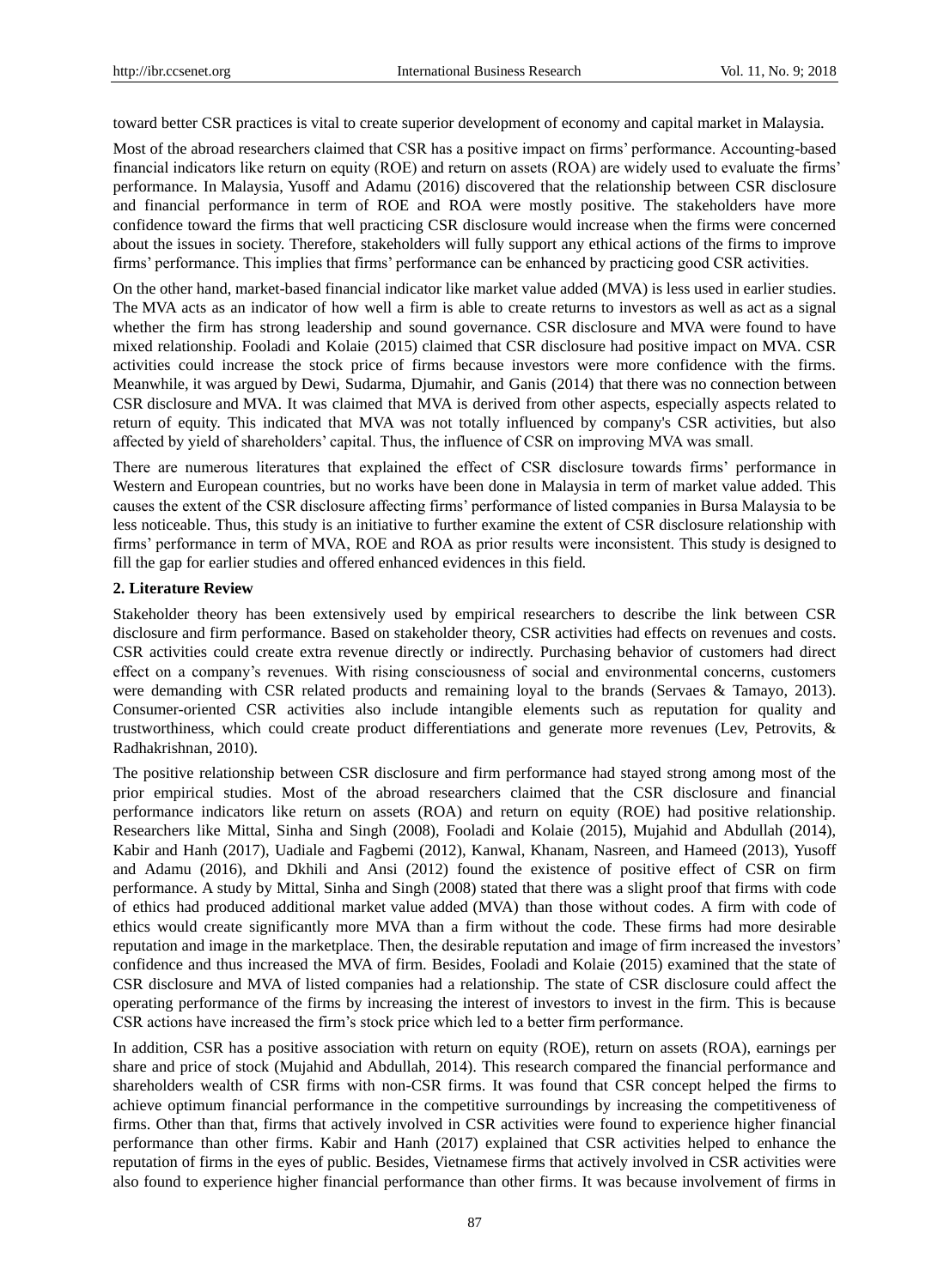toward better CSR practices is vital to create superior development of economy and capital market in Malaysia.

Most of the abroad researchers claimed that CSR has a positive impact on firms' performance. Accounting-based financial indicators like return on equity (ROE) and return on assets (ROA) are widely used to evaluate the firms' performance. In Malaysia, Yusoff and Adamu (2016) discovered that the relationship between CSR disclosure and financial performance in term of ROE and ROA were mostly positive. The stakeholders have more confidence toward the firms that well practicing CSR disclosure would increase when the firms were concerned about the issues in society. Therefore, stakeholders will fully support any ethical actions of the firms to improve firms' performance. This implies that firms' performance can be enhanced by practicing good CSR activities.

On the other hand, market-based financial indicator like market value added (MVA) is less used in earlier studies. The MVA acts as an indicator of how well a firm is able to create returns to investors as well as act as a signal whether the firm has strong leadership and sound governance. CSR disclosure and MVA were found to have mixed relationship. Fooladi and Kolaie (2015) claimed that CSR disclosure had positive impact on MVA. CSR activities could increase the stock price of firms because investors were more confidence with the firms. Meanwhile, it was argued by Dewi, Sudarma, Djumahir, and Ganis (2014) that there was no connection between CSR disclosure and MVA. It was claimed that MVA is derived from other aspects, especially aspects related to return of equity. This indicated that MVA was not totally influenced by company's CSR activities, but also affected by yield of shareholders' capital. Thus, the influence of CSR on improving MVA was small.

There are numerous literatures that explained the effect of CSR disclosure towards firms' performance in Western and European countries, but no works have been done in Malaysia in term of market value added. This causes the extent of the CSR disclosure affecting firms' performance of listed companies in Bursa Malaysia to be less noticeable. Thus, this study is an initiative to further examine the extent of CSR disclosure relationship with firms' performance in term of MVA, ROE and ROA as prior results were inconsistent. This study is designed to fill the gap for earlier studies and offered enhanced evidences in this field.

## 2. Literature Review

Stakeholder theory has been extensively used by empirical researchers to describe the link between CSR disclosure and firm performance. Based on stakeholder theory, CSR activities had effects on revenues and costs. CSR activities could create extra revenue directly or indirectly. Purchasing behavior of customers had direct effect on a company's revenues. With rising consciousness of social and environmental concerns, customers were demanding with CSR related products and remaining loyal to the brands (Servaes & Tamayo, 2013). Consumer-oriented CSR activities also include intangible elements such as reputation for quality and trustworthiness, which could create product differentiations and generate more revenues (Lev, Petrovits, & Radhakrishnan, 2010).

The positive relationship between CSR disclosure and firm performance had stayed strong among most of the prior empirical studies. Most of the abroad researchers claimed that the CSR disclosure and financial performance indicators like return on assets (ROA) and return on equity (ROE) had positive relationship. Researchers like Mittal, Sinha and Singh (2008), Fooladi and Kolaie (2015), Mujahid and Abdullah (2014), Kabir and Hanh (2017), Uadiale and Fagbemi (2012), Kanwal, Khanam, Nasreen, and Hameed (2013), Yusoff and Adamu (2016), and Dkhili and Ansi (2012) found the existence of positive effect of CSR on firm performance. A study by Mittal, Sinha and Singh (2008) stated that there was a slight proof that firms with code of ethics had produced additional market value added (MVA) than those without codes. A firm with code of ethics would create significantly more MVA than a firm without the code. These firms had more desirable reputation and image in the marketplace. Then, the desirable reputation and image of firm increased the investors' confidence and thus increased the MVA of firm. Besides, Fooladi and Kolaie (2015) examined that the state of CSR disclosure and MVA of listed companies had a relationship. The state of CSR disclosure could affect the operating performance of the firms by increasing the interest of investors to invest in the firm. This is because CSR actions have increased the firm's stock price which led to a better firm performance.

In addition, CSR has a positive association with return on equity (ROE), return on assets (ROA), earnings per share and price of stock (Mujahid and Abdullah, 2014). This research compared the financial performance and shareholders wealth of CSR firms with non-CSR firms. It was found that CSR concept helped the firms to achieve optimum financial performance in the competitive surroundings by increasing the competitiveness of firms. Other than that, firms that actively involved in CSR activities were found to experience higher financial performance than other firms. Kabir and Hanh (2017) explained that CSR activities helped to enhance the reputation of firms in the eyes of public. Besides, Vietnamese firms that actively involved in CSR activities were also found to experience higher financial performance than other firms. It was because involvement of firms in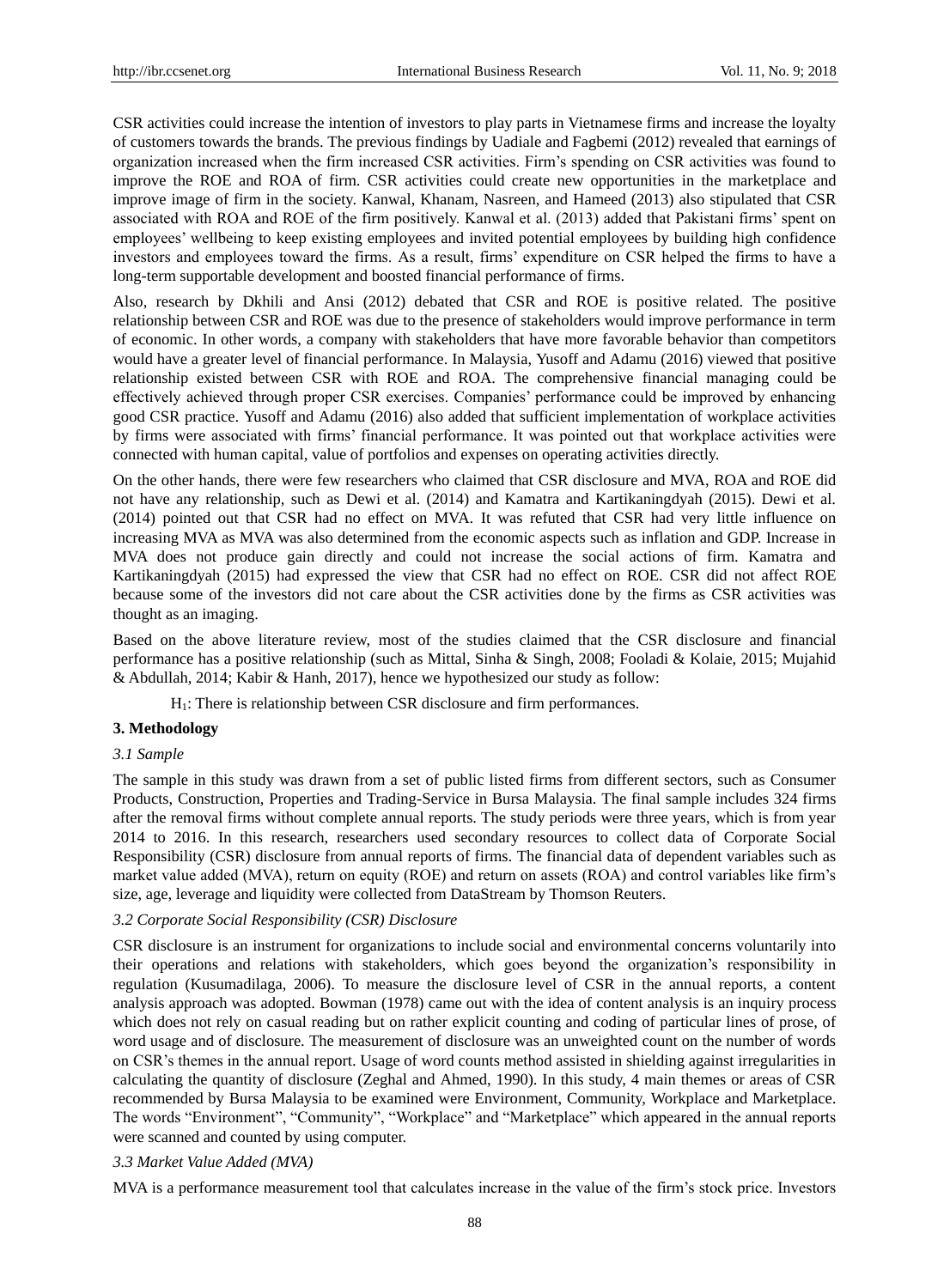CSR activities could increase the intention of investors to play parts in Vietnamese firms and increase the loyalty of customers towards the brands. The previous findings by Uadiale and Fagbemi (2012) revealed that earnings of organization increased when the firm increased CSR activities. Firm's spending on CSR activities was found to improve the ROE and ROA of firm. CSR activities could create new opportunities in the marketplace and improve image of firm in the society. Kanwal, Khanam, Nasreen, and Hameed (2013) also stipulated that CSR associated with ROA and ROE of the firm positively. Kanwal et al. (2013) added that Pakistani firms' spent on employees' wellbeing to keep existing employees and invited potential employees by building high confidence investors and employees toward the firms. As a result, firms' expenditure on CSR helped the firms to have a long-term supportable development and boosted financial performance of firms.

Also, research by Dkhili and Ansi (2012) debated that CSR and ROE is positive related. The positive relationship between CSR and ROE was due to the presence of stakeholders would improve performance in term of economic. In other words, a company with stakeholders that have more favorable behavior than competitors would have a greater level of financial performance. In Malaysia, Yusoff and Adamu (2016) viewed that positive relationship existed between CSR with ROE and ROA. The comprehensive financial managing could be effectively achieved through proper CSR exercises. Companies' performance could be improved by enhancing good CSR practice. Yusoff and Adamu (2016) also added that sufficient implementation of workplace activities by firms were associated with firms' financial performance. It was pointed out that workplace activities were connected with human capital, value of portfolios and expenses on operating activities directly.

On the other hands, there were few researchers who claimed that CSR disclosure and MVA, ROA and ROE did not have any relationship, such as Dewi et al. (2014) and Kamatra and Kartikaningdyah (2015). Dewi et al. (2014) pointed out that CSR had no effect on MVA. It was refuted that CSR had very little influence on increasing MVA as MVA was also determined from the economic aspects such as inflation and GDP. Increase in MVA does not produce gain directly and could not increase the social actions of firm. Kamatra and Kartikaningdyah (2015) had expressed the view that CSR had no effect on ROE. CSR did not affect ROE because some of the investors did not care about the CSR activities done by the firms as CSR activities was thought as an imaging.

Based on the above literature review, most of the studies claimed that the CSR disclosure and financial performance has a positive relationship (such as Mittal, Sinha & Singh, 2008; Fooladi & Kolaie, 2015; Mujahid & Abdullah, 2014; Kabir & Hanh, 2017), hence we hypothesized our study as follow:

$H_1$: There is relationship between CSR disclosure and firm performances.

## 3. Methodology

### *3.1 Sample*

The sample in this study was drawn from a set of public listed firms from different sectors, such as Consumer Products, Construction, Properties and Trading-Service in Bursa Malaysia. The final sample includes 324 firms after the removal firms without complete annual reports. The study periods were three years, which is from year 2014 to 2016. In this research, researchers used secondary resources to collect data of Corporate Social Responsibility (CSR) disclosure from annual reports of firms. The financial data of dependent variables such as market value added (MVA), return on equity (ROE) and return on assets (ROA) and control variables like firm's size, age, leverage and liquidity were collected from DataStream by Thomson Reuters.

### *3.2 Corporate Social Responsibility (CSR) Disclosure*

CSR disclosure is an instrument for organizations to include social and environmental concerns voluntarily into their operations and relations with stakeholders, which goes beyond the organization's responsibility in regulation (Kusumadilaga, 2006). To measure the disclosure level of CSR in the annual reports, a content analysis approach was adopted. Bowman (1978) came out with the idea of content analysis is an inquiry process which does not rely on casual reading but on rather explicit counting and coding of particular lines of prose, of word usage and of disclosure. The measurement of disclosure was an unweighted count on the number of words on CSR's themes in the annual report. Usage of word counts method assisted in shielding against irregularities in calculating the quantity of disclosure (Zeghal and Ahmed, 1990). In this study, 4 main themes or areas of CSR recommended by Bursa Malaysia to be examined were Environment, Community, Workplace and Marketplace. The words "Environment", "Community", "Workplace" and "Marketplace" which appeared in the annual reports were scanned and counted by using computer.

### *3.3 Market Value Added (MVA)*

MVA is a performance measurement tool that calculates increase in the value of the firm's stock price. Investors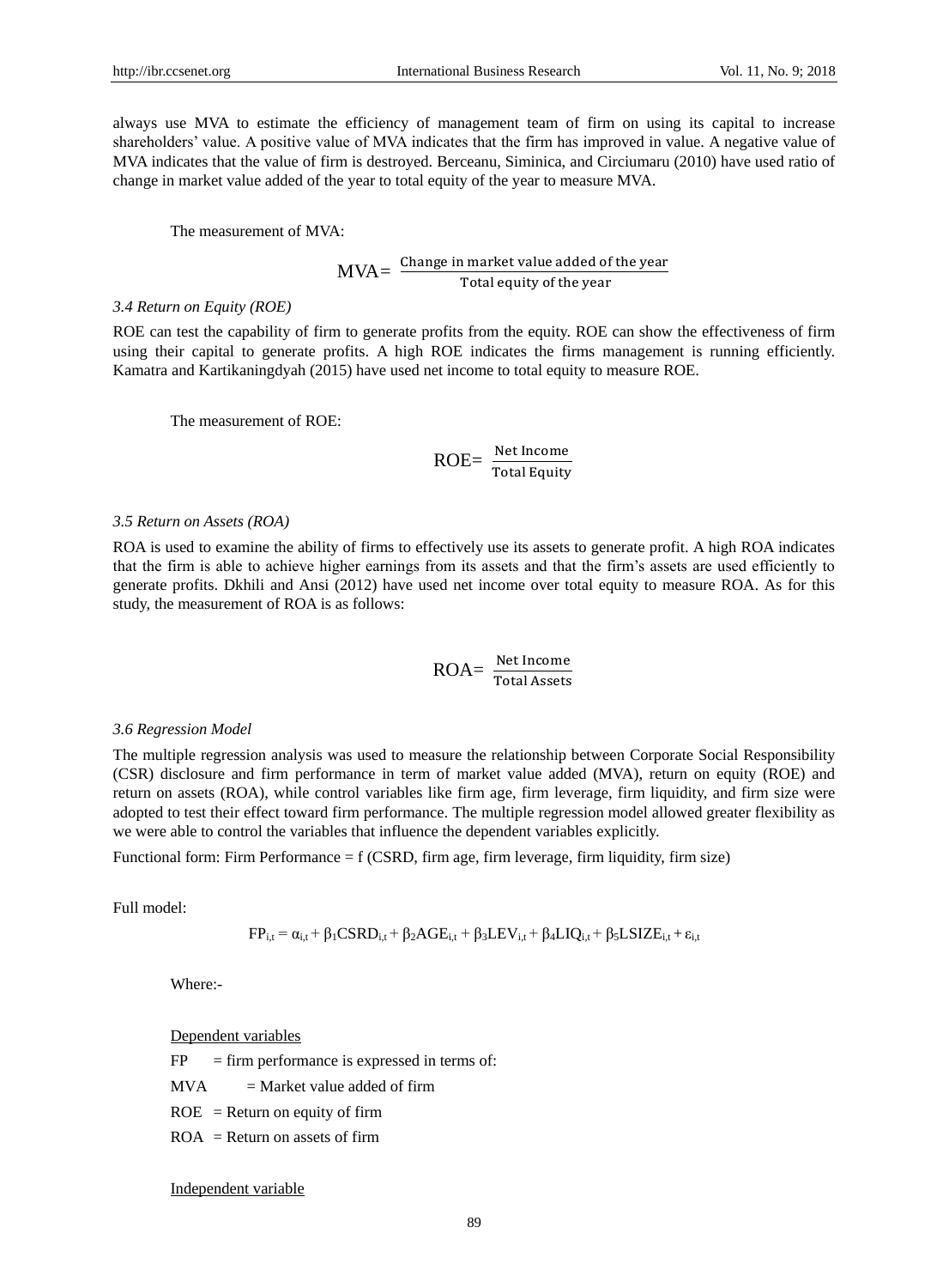always use MVA to estimate the efficiency of management team of firm on using its capital to increase shareholders' value. A positive value of MVA indicates that the firm has improved in value. A negative value of MVA indicates that the value of firm is destroyed. Berceanu, Siminica, and Circiumaru (2010) have used ratio of change in market value added of the year to total equity of the year to measure MVA.

The measurement of MVA:

$$\text{MVA} = \frac{\text{Change in market value added of the year}}{\text{Total equity of the year}}$$

### *3.4 Return on Equity (ROE)*

ROE can test the capability of firm to generate profits from the equity. ROE can show the effectiveness of firm using their capital to generate profits. A high ROE indicates the firms management is running efficiently. Kamatra and Kartikaningdyah (2015) have used net income to total equity to measure ROE.

The measurement of ROE:

$$\text{ROE} = \frac{\text{Net Income}}{\text{Total Equity}}$$

### *3.5 Return on Assets (ROA)*

ROA is used to examine the ability of firms to effectively use its assets to generate profit. A high ROA indicates that the firm is able to achieve higher earnings from its assets and that the firm's assets are used efficiently to generate profits. Dkhili and Ansi (2012) have used net income over total equity to measure ROA. As for this study, the measurement of ROA is as follows:

$$\text{ROA} = \frac{\text{Net Income}}{\text{Total Assets}}$$

### *3.6 Regression Model*

The multiple regression analysis was used to measure the relationship between Corporate Social Responsibility (CSR) disclosure and firm performance in term of market value added (MVA), return on equity (ROE) and return on assets (ROA), while control variables like firm age, firm leverage, firm liquidity, and firm size were adopted to test their effect toward firm performance. The multiple regression model allowed greater flexibility as we were able to control the variables that influence the dependent variables explicitly.

Functional form: Firm Performance = f (CSRD, firm age, firm leverage, firm liquidity, firm size)

Full model:

$$FP_{i,t} = \alpha_{i,t} + \beta_1 CSRD_{i,t} + \beta_2 AGE_{i,t} + \beta_3 LEV_{i,t} + \beta_4 LIQ_{i,t} + \beta_5 LSIZE_{i,t} + \varepsilon_{i,t}$$

Where:-

<u>Dependent variables</u>

FP = firm performance is expressed in terms of:

MVA = Market value added of firm

ROE = Return on equity of firm

ROA = Return on assets of firm

<u>Independent variable</u>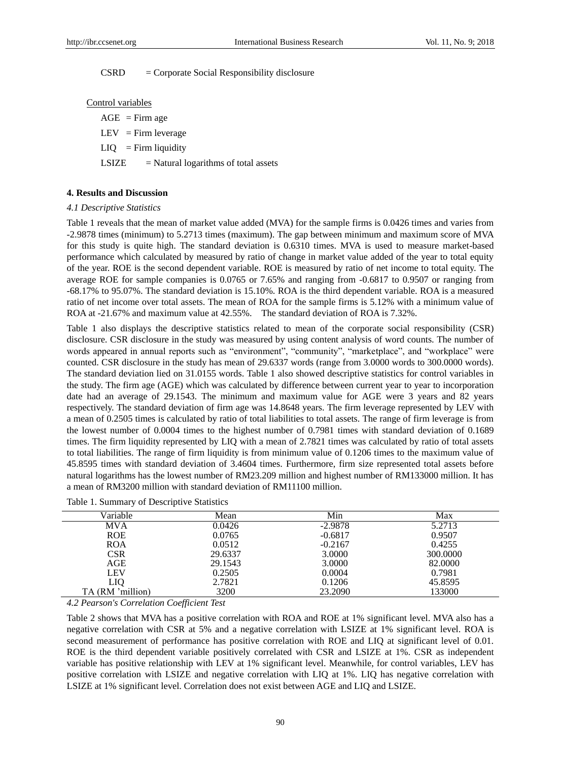CSRD = Corporate Social Responsibility disclosure

Control variables

AGE = Firm age

LEV = Firm leverage

LIQ = Firm liquidity

LSIZE = Natural logarithms of total assets

## 4. Results and Discussion

### *4.1 Descriptive Statistics*

Table 1 reveals that the mean of market value added (MVA) for the sample firms is 0.0426 times and varies from -2.9878 times (minimum) to 5.2713 times (maximum). The gap between minimum and maximum score of MVA for this study is quite high. The standard deviation is 0.6310 times. MVA is used to measure market-based performance which calculated by measured by ratio of change in market value added of the year to total equity of the year. ROE is the second dependent variable. ROE is measured by ratio of net income to total equity. The average ROE for sample companies is 0.0765 or 7.65% and ranging from -0.6817 to 0.9507 or ranging from -68.17% to 95.07%. The standard deviation is 15.10%. ROA is the third dependent variable. ROA is a measured ratio of net income over total assets. The mean of ROA for the sample firms is 5.12% with a minimum value of ROA at -21.67% and maximum value at 42.55%. The standard deviation of ROA is 7.32%.

Table 1 also displays the descriptive statistics related to mean of the corporate social responsibility (CSR) disclosure. CSR disclosure in the study was measured by using content analysis of word counts. The number of words appeared in annual reports such as "environment", "community", "marketplace", and "workplace" were counted. CSR disclosure in the study has mean of 29.6337 words (range from 3.0000 words to 300.0000 words). The standard deviation lied on 31.0155 words. Table 1 also showed descriptive statistics for control variables in the study. The firm age (AGE) which was calculated by difference between current year to year to incorporation date had an average of 29.1543. The minimum and maximum value for AGE were 3 years and 82 years respectively. The standard deviation of firm age was 14.8648 years. The firm leverage represented by LEV with a mean of 0.2505 times is calculated by ratio of total liabilities to total assets. The range of firm leverage is from the lowest number of 0.0004 times to the highest number of 0.7981 times with standard deviation of 0.1689 times. The firm liquidity represented by LIQ with a mean of 2.7821 times was calculated by ratio of total assets to total liabilities. The range of firm liquidity is from minimum value of 0.1206 times to the maximum value of 45.8595 times with standard deviation of 3.4604 times. Furthermore, firm size represented total assets before natural logarithms has the lowest number of RM23.209 million and highest number of RM133000 million. It has a mean of RM3200 million with standard deviation of RM11100 million.

Table 1. Summary of Descriptive Statistics

| Variable | Mean | Min | Max |
|---|---|---|---|
| MVA | 0.0426 | -2.9878 | 5.2713 |
| ROE | 0.0765 | -0.6817 | 0.9507 |
| ROA | 0.0512 | -0.2167 | 0.4255 |
| CSR | 29.6337 | 3.0000 | 300.0000 |
| AGE | 29.1543 | 3.0000 | 82.0000 |
| LEV | 0.2505 | 0.0004 | 0.7981 |
| LIQ | 2.7821 | 0.1206 | 45.8595 |
| TA (RM 'million) | 3200 | 23.2090 | 133000 |

### *4.2 Pearson's Correlation Coefficient Test*

Table 2 shows that MVA has a positive correlation with ROA and ROE at 1% significant level. MVA also has a negative correlation with CSR at 5% and a negative correlation with LSIZE at 1% significant level. ROA is second measurement of performance has positive correlation with ROE and LIQ at significant level of 0.01. ROE is the third dependent variable positively correlated with CSR and LSIZE at 1%. CSR as independent variable has positive relationship with LEV at 1% significant level. Meanwhile, for control variables, LEV has positive correlation with LSIZE and negative correlation with LIQ at 1%. LIQ has negative correlation with LSIZE at 1% significant level. Correlation does not exist between AGE and LIQ and LSIZE.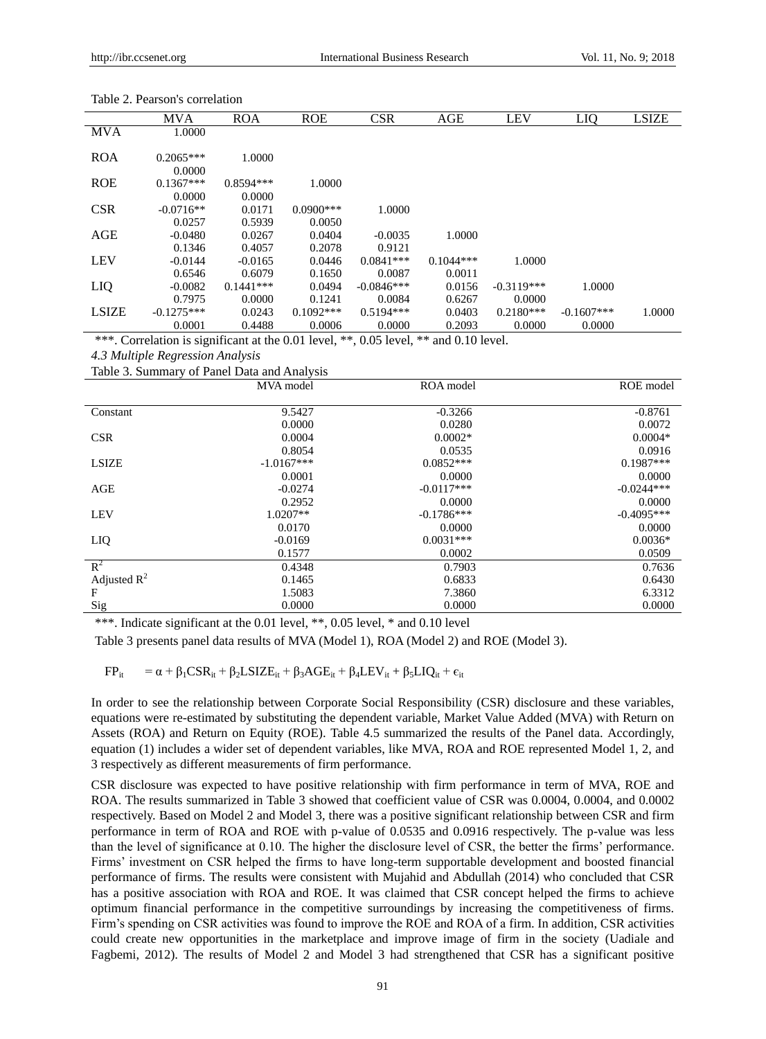Table 2. Pearson's correlation

| | MVA | ROA | ROE | CSR | AGE | LEV | LIQ | LSIZE |
|---|---|---|---|---|---|---|---|---|
| MVA | 1.0000 | | | | | | | |
| ROA | 0.2065*** | 1.0000 | | | | | | |
| | 0.0000 | | | | | | | |
| ROE | 0.1367*** | 0.8594*** | 1.0000 | | | | | |
| | 0.0000 | 0.0000 | | | | | | |
| CSR | -0.0716** | 0.0171 | 0.0900*** | 1.0000 | | | | |
| | 0.0257 | 0.5939 | 0.0050 | | | | | |
| AGE | -0.0480 | 0.0267 | 0.0404 | -0.0035 | 1.0000 | | | |
| | 0.1346 | 0.4057 | 0.2078 | 0.9121 | | | | |
| LEV | -0.0144 | -0.0165 | 0.0446 | 0.0841*** | 0.1044*** | 1.0000 | | |
| | 0.6546 | 0.6079 | 0.1650 | 0.0087 | 0.0011 | | | |
| LIQ | -0.0082 | 0.1441*** | 0.0494 | -0.0846*** | 0.0156 | -0.3119*** | 1.0000 | |
| | 0.7975 | 0.0000 | 0.1241 | 0.0084 | 0.6267 | 0.0000 | | |
| LSIZE | -0.1275*** | 0.0243 | 0.1092*** | 0.5194*** | 0.0403 | 0.2180*** | -0.1607*** | 1.0000 |
| | 0.0001 | 0.4488 | 0.0006 | 0.0000 | 0.2093 | 0.0000 | 0.0000 | |

***. Correlation is significant at the 0.01 level, **, 0.05 level, ** and 0.10 level.

*4.3 Multiple Regression Analysis*

Table 3. Summary of Panel Data and Analysis

| | MVA model | ROA model | ROE model |
|---|---|---|---|
| Constant | 9.5427 | -0.3266 | -0.8761 |
| | 0.0000 | 0.0280 | 0.0072 |
| CSR | 0.0004 | 0.0002* | 0.0004* |
| | 0.8054 | 0.0535 | 0.0916 |
| LSIZE | -1.0167*** | 0.0852*** | 0.1987*** |
| | 0.0001 | 0.0000 | 0.0000 |
| AGE | -0.0274 | -0.0117*** | -0.0244*** |
| | 0.2952 | 0.0000 | 0.0000 |
| LEV | 1.0207** | -0.1786*** | -0.4095*** |
| | 0.0170 | 0.0000 | 0.0000 |
| LIQ | -0.0169 | 0.0031*** | 0.0036* |
| | 0.1577 | 0.0002 | 0.0509 |
| $R^2$ | 0.4348 | 0.7903 | 0.7636 |
| Adjusted $R^2$ | 0.1465 | 0.6833 | 0.6430 |
| F | 1.5083 | 7.3860 | 6.3312 |
| Sig | 0.0000 | 0.0000 | 0.0000 |

***. Indicate significant at the 0.01 level, **, 0.05 level, * and 0.10 level

Table 3 presents panel data results of MVA (Model 1), ROA (Model 2) and ROE (Model 3).

$$FP_{it} = \alpha + \beta_1 CSR_{it} + \beta_2 LSIZE_{it} + \beta_3 AGE_{it} + \beta_4 LEV_{it} + \beta_5 LIQ_{it} + \epsilon_{it}$$

In order to see the relationship between Corporate Social Responsibility (CSR) disclosure and these variables, equations were re-estimated by substituting the dependent variable, Market Value Added (MVA) with Return on Assets (ROA) and Return on Equity (ROE). Table 4.5 summarized the results of the Panel data. Accordingly, equation (1) includes a wider set of dependent variables, like MVA, ROA and ROE represented Model 1, 2, and 3 respectively as different measurements of firm performance.

CSR disclosure was expected to have positive relationship with firm performance in term of MVA, ROE and ROA. The results summarized in Table 3 showed that coefficient value of CSR was 0.0004, 0.0004, and 0.0002 respectively. Based on Model 2 and Model 3, there was a positive significant relationship between CSR and firm performance in term of ROA and ROE with p-value of 0.0535 and 0.0916 respectively. The p-value was less than the level of significance at 0.10. The higher the disclosure level of CSR, the better the firms' performance. Firms' investment on CSR helped the firms to have long-term supportable development and boosted financial performance of firms. The results were consistent with Mujahid and Abdullah (2014) who concluded that CSR has a positive association with ROA and ROE. It was claimed that CSR concept helped the firms to achieve optimum financial performance in the competitive surroundings by increasing the competitiveness of firms. Firm's spending on CSR activities was found to improve the ROE and ROA of a firm. In addition, CSR activities could create new opportunities in the marketplace and improve image of firm in the society (Uadiale and Fagbemi, 2012). The results of Model 2 and Model 3 had strengthened that CSR has a significant positive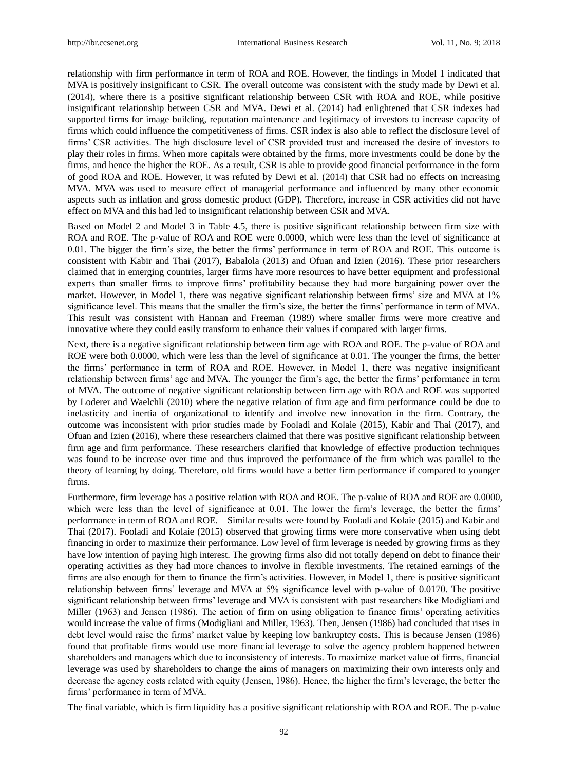relationship with firm performance in term of ROA and ROE. However, the findings in Model 1 indicated that MVA is positively insignificant to CSR. The overall outcome was consistent with the study made by Dewi et al. (2014), where there is a positive significant relationship between CSR with ROA and ROE, while positive insignificant relationship between CSR and MVA. Dewi et al. (2014) had enlightened that CSR indexes had supported firms for image building, reputation maintenance and legitimacy of investors to increase capacity of firms which could influence the competitiveness of firms. CSR index is also able to reflect the disclosure level of firms' CSR activities. The high disclosure level of CSR provided trust and increased the desire of investors to play their roles in firms. When more capitals were obtained by the firms, more investments could be done by the firms, and hence the higher the ROE. As a result, CSR is able to provide good financial performance in the form of good ROA and ROE. However, it was refuted by Dewi et al. (2014) that CSR had no effects on increasing MVA. MVA was used to measure effect of managerial performance and influenced by many other economic aspects such as inflation and gross domestic product (GDP). Therefore, increase in CSR activities did not have effect on MVA and this had led to insignificant relationship between CSR and MVA.

Based on Model 2 and Model 3 in Table 4.5, there is positive significant relationship between firm size with ROA and ROE. The p-value of ROA and ROE were 0.0000, which were less than the level of significance at 0.01. The bigger the firm's size, the better the firms' performance in term of ROA and ROE. This outcome is consistent with Kabir and Thai (2017), Babalola (2013) and Ofuan and Izien (2016). These prior researchers claimed that in emerging countries, larger firms have more resources to have better equipment and professional experts than smaller firms to improve firms' profitability because they had more bargaining power over the market. However, in Model 1, there was negative significant relationship between firms' size and MVA at 1% significance level. This means that the smaller the firm's size, the better the firms' performance in term of MVA. This result was consistent with Hannan and Freeman (1989) where smaller firms were more creative and innovative where they could easily transform to enhance their values if compared with larger firms.

Next, there is a negative significant relationship between firm age with ROA and ROE. The p-value of ROA and ROE were both 0.0000, which were less than the level of significance at 0.01. The younger the firms, the better the firms' performance in term of ROA and ROE. However, in Model 1, there was negative insignificant relationship between firms' age and MVA. The younger the firm's age, the better the firms' performance in term of MVA. The outcome of negative significant relationship between firm age with ROA and ROE was supported by Loderer and Waelchli (2010) where the negative relation of firm age and firm performance could be due to inelasticity and inertia of organizational to identify and involve new innovation in the firm. Contrary, the outcome was inconsistent with prior studies made by Fooladi and Kolaie (2015), Kabir and Thai (2017), and Ofuan and Izien (2016), where these researchers claimed that there was positive significant relationship between firm age and firm performance. These researchers clarified that knowledge of effective production techniques was found to be increase over time and thus improved the performance of the firm which was parallel to the theory of learning by doing. Therefore, old firms would have a better firm performance if compared to younger firms.

Furthermore, firm leverage has a positive relation with ROA and ROE. The p-value of ROA and ROE are 0.0000, which were less than the level of significance at 0.01. The lower the firm's leverage, the better the firms' performance in term of ROA and ROE. Similar results were found by Fooladi and Kolaie (2015) and Kabir and Thai (2017). Fooladi and Kolaie (2015) observed that growing firms were more conservative when using debt financing in order to maximize their performance. Low level of firm leverage is needed by growing firms as they have low intention of paying high interest. The growing firms also did not totally depend on debt to finance their operating activities as they had more chances to involve in flexible investments. The retained earnings of the firms are also enough for them to finance the firm's activities. However, in Model 1, there is positive significant relationship between firms' leverage and MVA at 5% significance level with p-value of 0.0170. The positive significant relationship between firms' leverage and MVA is consistent with past researchers like Modigliani and Miller (1963) and Jensen (1986). The action of firm on using obligation to finance firms' operating activities would increase the value of firms (Modigliani and Miller, 1963). Then, Jensen (1986) had concluded that rises in debt level would raise the firms' market value by keeping low bankruptcy costs. This is because Jensen (1986) found that profitable firms would use more financial leverage to solve the agency problem happened between shareholders and managers which due to inconsistency of interests. To maximize market value of firms, financial leverage was used by shareholders to change the aims of managers on maximizing their own interests only and decrease the agency costs related with equity (Jensen, 1986). Hence, the higher the firm's leverage, the better the firms' performance in term of MVA.

The final variable, which is firm liquidity has a positive significant relationship with ROA and ROE. The p-value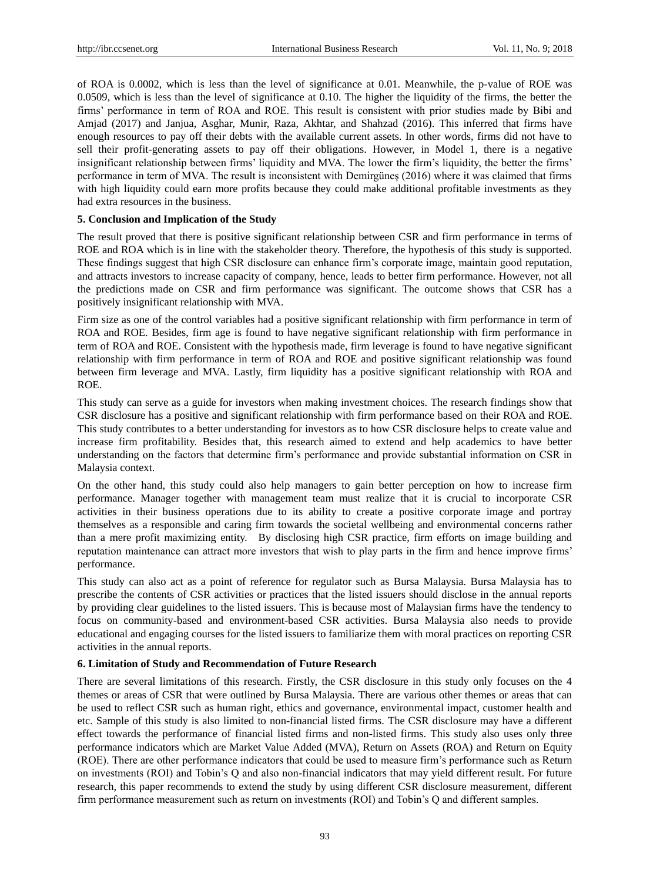of ROA is 0.0002, which is less than the level of significance at 0.01. Meanwhile, the p-value of ROE was 0.0509, which is less than the level of significance at 0.10. The higher the liquidity of the firms, the better the firms' performance in term of ROA and ROE. This result is consistent with prior studies made by Bibi and Amjad (2017) and Janjua, Asghar, Munir, Raza, Akhtar, and Shahzad (2016). This inferred that firms have enough resources to pay off their debts with the available current assets. In other words, firms did not have to sell their profit-generating assets to pay off their obligations. However, in Model 1, there is a negative insignificant relationship between firms' liquidity and MVA. The lower the firm's liquidity, the better the firms' performance in term of MVA. The result is inconsistent with Demirgüneş (2016) where it was claimed that firms with high liquidity could earn more profits because they could make additional profitable investments as they had extra resources in the business.

**5. Conclusion and Implication of the Study**

The result proved that there is positive significant relationship between CSR and firm performance in terms of ROE and ROA which is in line with the stakeholder theory. Therefore, the hypothesis of this study is supported. These findings suggest that high CSR disclosure can enhance firm's corporate image, maintain good reputation, and attracts investors to increase capacity of company, hence, leads to better firm performance. However, not all the predictions made on CSR and firm performance was significant. The outcome shows that CSR has a positively insignificant relationship with MVA.

Firm size as one of the control variables had a positive significant relationship with firm performance in term of ROA and ROE. Besides, firm age is found to have negative significant relationship with firm performance in term of ROA and ROE. Consistent with the hypothesis made, firm leverage is found to have negative significant relationship with firm performance in term of ROA and ROE and positive significant relationship was found between firm leverage and MVA. Lastly, firm liquidity has a positive significant relationship with ROA and ROE.

This study can serve as a guide for investors when making investment choices. The research findings show that CSR disclosure has a positive and significant relationship with firm performance based on their ROA and ROE. This study contributes to a better understanding for investors as to how CSR disclosure helps to create value and increase firm profitability. Besides that, this research aimed to extend and help academics to have better understanding on the factors that determine firm's performance and provide substantial information on CSR in Malaysia context.

On the other hand, this study could also help managers to gain better perception on how to increase firm performance. Manager together with management team must realize that it is crucial to incorporate CSR activities in their business operations due to its ability to create a positive corporate image and portray themselves as a responsible and caring firm towards the societal wellbeing and environmental concerns rather than a mere profit maximizing entity. By disclosing high CSR practice, firm efforts on image building and reputation maintenance can attract more investors that wish to play parts in the firm and hence improve firms' performance.

This study can also act as a point of reference for regulator such as Bursa Malaysia. Bursa Malaysia has to prescribe the contents of CSR activities or practices that the listed issuers should disclose in the annual reports by providing clear guidelines to the listed issuers. This is because most of Malaysian firms have the tendency to focus on community-based and environment-based CSR activities. Bursa Malaysia also needs to provide educational and engaging courses for the listed issuers to familiarize them with moral practices on reporting CSR activities in the annual reports.

**6. Limitation of Study and Recommendation of Future Research**

There are several limitations of this research. Firstly, the CSR disclosure in this study only focuses on the 4 themes or areas of CSR that were outlined by Bursa Malaysia. There are various other themes or areas that can be used to reflect CSR such as human right, ethics and governance, environmental impact, customer health and etc. Sample of this study is also limited to non-financial listed firms. The CSR disclosure may have a different effect towards the performance of financial listed firms and non-listed firms. This study also uses only three performance indicators which are Market Value Added (MVA), Return on Assets (ROA) and Return on Equity (ROE). There are other performance indicators that could be used to measure firm's performance such as Return on investments (ROI) and Tobin's Q and also non-financial indicators that may yield different result. For future research, this paper recommends to extend the study by using different CSR disclosure measurement, different firm performance measurement such as return on investments (ROI) and Tobin's Q and different samples.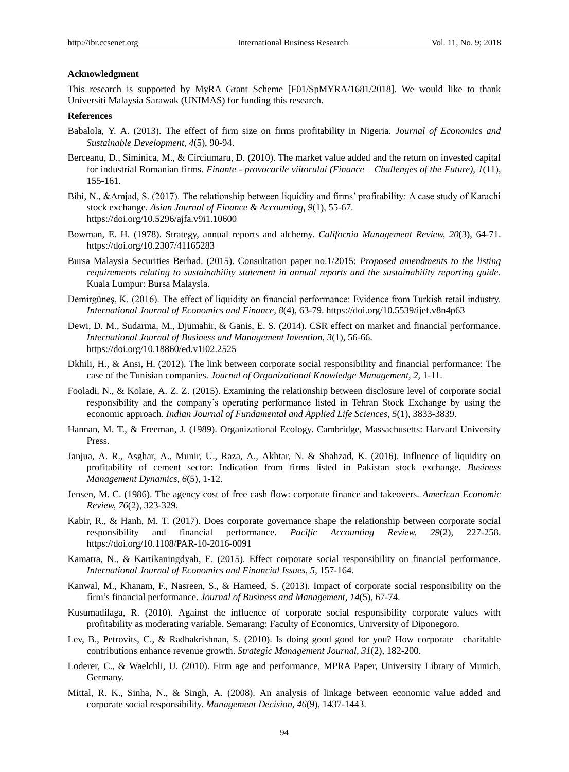**Acknowledgment**

This research is supported by MyRA Grant Scheme [F01/SpMYRA/1681/2018]. We would like to thank Universiti Malaysia Sarawak (UNIMAS) for funding this research.

**References**

Babalola, Y. A. (2013). The effect of firm size on firms profitability in Nigeria. *Journal of Economics and Sustainable Development, 4*(5), 90-94.

Berceanu, D., Siminica, M., & Circiumaru, D. (2010). The market value added and the return on invested capital for industrial Romanian firms. *Finante - provocarile viitorului (Finance – Challenges of the Future), 1*(11), 155-161.

Bibi, N., &Amjad, S. (2017). The relationship between liquidity and firms' profitability: A case study of Karachi stock exchange. *Asian Journal of Finance & Accounting, 9*(1), 55-67. https://doi.org/10.5296/ajfa.v9i1.10600

Bowman, E. H. (1978). Strategy, annual reports and alchemy. *California Management Review, 20*(3), 64-71. https://doi.org/10.2307/41165283

Bursa Malaysia Securities Berhad. (2015). Consultation paper no.1/2015: *Proposed amendments to the listing requirements relating to sustainability statement in annual reports and the sustainability reporting guide.* Kuala Lumpur: Bursa Malaysia.

Demirgüneş, K. (2016). The effect of liquidity on financial performance: Evidence from Turkish retail industry. *International Journal of Economics and Finance, 8*(4), 63-79. https://doi.org/10.5539/ijef.v8n4p63

Dewi, D. M., Sudarma, M., Djumahir, & Ganis, E. S. (2014). CSR effect on market and financial performance. *International Journal of Business and Management Invention, 3*(1), 56-66. https://doi.org/10.18860/ed.v1i02.2525

Dkhili, H., & Ansi, H. (2012). The link between corporate social responsibility and financial performance: The case of the Tunisian companies. *Journal of Organizational Knowledge Management, 2*, 1-11.

Fooladi, N., & Kolaie, A. Z. Z. (2015). Examining the relationship between disclosure level of corporate social responsibility and the company's operating performance listed in Tehran Stock Exchange by using the economic approach. *Indian Journal of Fundamental and Applied Life Sciences, 5*(1), 3833-3839.

Hannan, M. T., & Freeman, J. (1989). Organizational Ecology. Cambridge, Massachusetts: Harvard University Press.

Janjua, A. R., Asghar, A., Munir, U., Raza, A., Akhtar, N. & Shahzad, K. (2016). Influence of liquidity on profitability of cement sector: Indication from firms listed in Pakistan stock exchange. *Business Management Dynamics, 6*(5), 1-12.

Jensen, M. C. (1986). The agency cost of free cash flow: corporate finance and takeovers. *American Economic Review, 76*(2), 323-329.

Kabir, R., & Hanh, M. T. (2017). Does corporate governance shape the relationship between corporate social responsibility and financial performance. *Pacific Accounting Review, 29*(2), 227-258. https://doi.org/10.1108/PAR-10-2016-0091

Kamatra, N., & Kartikaningdyah, E. (2015). Effect corporate social responsibility on financial performance. *International Journal of Economics and Financial Issues, 5*, 157-164.

Kanwal, M., Khanam, F., Nasreen, S., & Hameed, S. (2013). Impact of corporate social responsibility on the firm's financial performance. *Journal of Business and Management, 14*(5), 67-74.

Kusumadilaga, R. (2010). Against the influence of corporate social responsibility corporate values with profitability as moderating variable. Semarang: Faculty of Economics, University of Diponegoro.

Lev, B., Petrovits, C., & Radhakrishnan, S. (2010). Is doing good good for you? How corporate charitable contributions enhance revenue growth. *Strategic Management Journal, 31*(2), 182-200.

Loderer, C., & Waelchli, U. (2010). Firm age and performance, MPRA Paper, University Library of Munich, Germany.

Mittal, R. K., Sinha, N., & Singh, A. (2008). An analysis of linkage between economic value added and corporate social responsibility. *Management Decision, 46*(9), 1437-1443.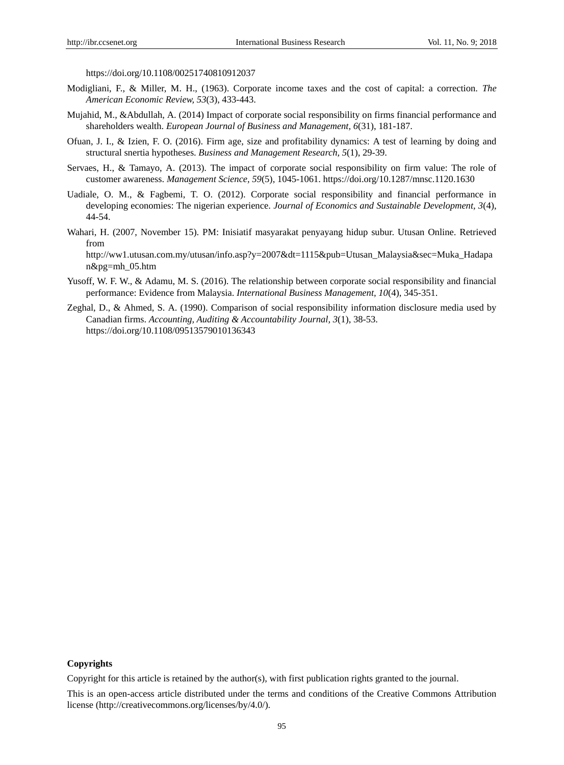https://doi.org/10.1108/00251740810912037

Modigliani, F., & Miller, M. H., (1963). Corporate income taxes and the cost of capital: a correction. *The American Economic Review, 53*(3), 433-443.

Mujahid, M., &Abdullah, A. (2014) Impact of corporate social responsibility on firms financial performance and shareholders wealth. *European Journal of Business and Management, 6*(31), 181-187.

Ofuan, J. I., & Izien, F. O. (2016). Firm age, size and profitability dynamics: A test of learning by doing and structural snertia hypotheses. *Business and Management Research, 5*(1), 29-39.

Servaes, H., & Tamayo, A. (2013). The impact of corporate social responsibility on firm value: The role of customer awareness. *Management Science, 59*(5), 1045-1061. https://doi.org/10.1287/mnsc.1120.1630

Uadiale, O. M., & Fagbemi, T. O. (2012). Corporate social responsibility and financial performance in developing economies: The nigerian experience. *Journal of Economics and Sustainable Development, 3*(4), 44-54.

Wahari, H. (2007, November 15). PM: Inisiatif masyarakat penyayang hidup subur. Utusan Online. Retrieved from http://ww1.utusan.com.my/utusan/info.asp?y=2007&dt=1115&pub=Utusan_Malaysia&sec=Muka_Hadapan&pg=mh_05.htm

Yusoff, W. F. W., & Adamu, M. S. (2016). The relationship between corporate social responsibility and financial performance: Evidence from Malaysia. *International Business Management, 10*(4), 345-351.

Zeghal, D., & Ahmed, S. A. (1990). Comparison of social responsibility information disclosure media used by Canadian firms. *Accounting, Auditing & Accountability Journal, 3*(1), 38-53. https://doi.org/10.1108/09513579010136343

**Copyrights**

Copyright for this article is retained by the author(s), with first publication rights granted to the journal.

This is an open-access article distributed under the terms and conditions of the Creative Commons Attribution license (http://creativecommons.org/licenses/by/4.0/).